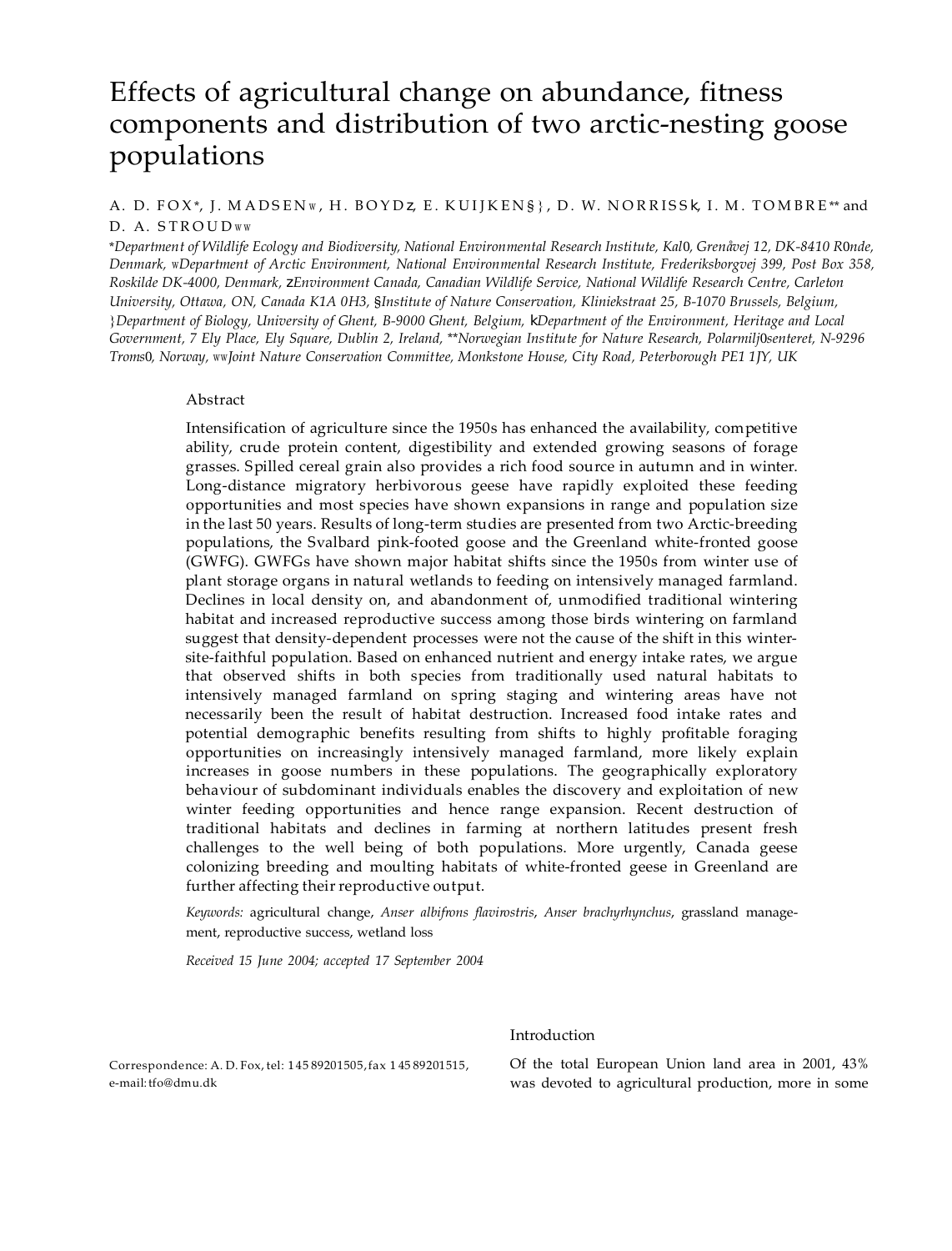# Effects of agricultural change on abundance, fitness components and distribution of two arctic-nesting goose populations

A. D. FOX*, J. MADSEN†, H. BOYD‡, E. KUIJKEN§¶, D. W. NORRISS‖, I. M. TOMBRE** and D. A. STROUD††

*Department of Wildlife Ecology and Biodiversity, National Environmental Research Institute, Kalø, Grenåvej 12, DK-8410 Rønde, Denmark, †Department of Arctic Environment, National Environmental Research Institute, Frederiksborgvej 399, Post Box 358, Roskilde DK-4000, Denmark, ‡Environment Canada, Canadian Wildlife Service, National Wildlife Research Centre, Carleton University, Ottawa, ON, Canada K1A 0H3, §Institute of Nature Conservation, Kliniekstraat 25, B-1070 Brussels, Belgium, ¶Department of Biology, University of Ghent, B-9000 Ghent, Belgium, ‖Department of the Environment, Heritage and Local Government, 7 Ely Place, Ely Square, Dublin 2, Ireland, **Norwegian Institute for Nature Research, Polarmiljøsenteret, N-9296 Tromsø, Norway, ††Joint Nature Conservation Committee, Monkstone House, City Road, Peterborough PE1 1JY, UK

## Abstract

Intensification of agriculture since the 1950s has enhanced the availability, competitive ability, crude protein content, digestibility and extended growing seasons of forage grasses. Spilled cereal grain also provides a rich food source in autumn and in winter. Long-distance migratory herbivorous geese have rapidly exploited these feeding opportunities and most species have shown expansions in range and population size in the last 50 years. Results of long-term studies are presented from two Arctic-breeding populations, the Svalbard pink-footed goose and the Greenland white-fronted goose (GWFG). GWFGs have shown major habitat shifts since the 1950s from winter use of plant storage organs in natural wetlands to feeding on intensively managed farmland. Declines in local density on, and abandonment of, unmodified traditional wintering habitat and increased reproductive success among those birds wintering on farmland suggest that density-dependent processes were not the cause of the shift in this winter-site-faithful population. Based on enhanced nutrient and energy intake rates, we argue that observed shifts in both species from traditionally used natural habitats to intensively managed farmland on spring staging and wintering areas have not necessarily been the result of habitat destruction. Increased food intake rates and potential demographic benefits resulting from shifts to highly profitable foraging opportunities on increasingly intensively managed farmland, more likely explain increases in goose numbers in these populations. The geographically exploratory behaviour of subdominant individuals enables the discovery and exploitation of new winter feeding opportunities and hence range expansion. Recent destruction of traditional habitats and declines in farming at northern latitudes present fresh challenges to the well being of both populations. More urgently, Canada geese colonizing breeding and moulting habitats of white-fronted geese in Greenland are further affecting their reproductive output.

*Keywords:* agricultural change, *Anser albifrons flavirostris*, *Anser brachyrhynchus*, grassland management, reproductive success, wetland loss

*Received 15 June 2004; accepted 17 September 2004*

Correspondence: A. D. Fox, tel: +45 89201505, fax +45 89201515, e-mail: tfo@dmu.dk

## Introduction

Of the total European Union land area in 2001, 43% was devoted to agricultural production, more in some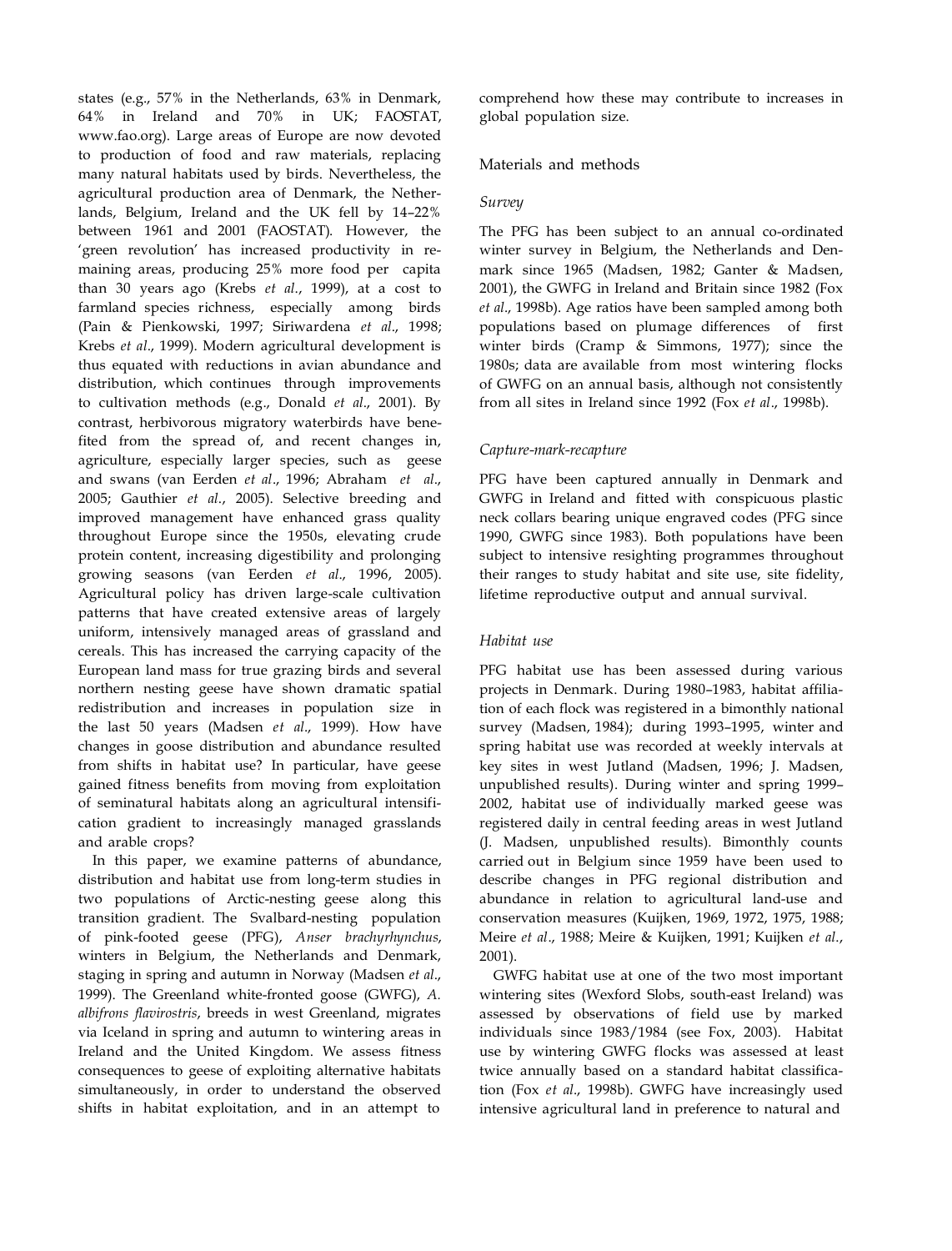states (e.g., 57% in the Netherlands, 63% in Denmark, 64% in Ireland and 70% in UK; FAOSTAT, www.fao.org). Large areas of Europe are now devoted to production of food and raw materials, replacing many natural habitats used by birds. Nevertheless, the agricultural production area of Denmark, the Netherlands, Belgium, Ireland and the UK fell by 14–22% between 1961 and 2001 (FAOSTAT). However, the 'green revolution' has increased productivity in remaining areas, producing 25% more food per capita than 30 years ago (Krebs *et al*., 1999), at a cost to farmland species richness, especially among birds (Pain & Pienkowski, 1997; Siriwardena *et al*., 1998; Krebs *et al*., 1999). Modern agricultural development is thus equated with reductions in avian abundance and distribution, which continues through improvements to cultivation methods (e.g., Donald *et al*., 2001). By contrast, herbivorous migratory waterbirds have benefited from the spread of, and recent changes in, agriculture, especially larger species, such as geese and swans (van Eerden *et al*., 1996; Abraham *et al*., 2005; Gauthier *et al*., 2005). Selective breeding and improved management have enhanced grass quality throughout Europe since the 1950s, elevating crude protein content, increasing digestibility and prolonging growing seasons (van Eerden *et al*., 1996, 2005). Agricultural policy has driven large-scale cultivation patterns that have created extensive areas of largely uniform, intensively managed areas of grassland and cereals. This has increased the carrying capacity of the European land mass for true grazing birds and several northern nesting geese have shown dramatic spatial redistribution and increases in population size in the last 50 years (Madsen *et al*., 1999). How have changes in goose distribution and abundance resulted from shifts in habitat use? In particular, have geese gained fitness benefits from moving from exploitation of seminatural habitats along an agricultural intensification gradient to increasingly managed grasslands and arable crops?

In this paper, we examine patterns of abundance, distribution and habitat use from long-term studies in two populations of Arctic-nesting geese along this transition gradient. The Svalbard-nesting population of pink-footed geese (PFG), *Anser brachyrhynchus*, winters in Belgium, the Netherlands and Denmark, staging in spring and autumn in Norway (Madsen *et al*., 1999). The Greenland white-fronted goose (GWFG), *A. albifrons flavirostris*, breeds in west Greenland, migrates via Iceland in spring and autumn to wintering areas in Ireland and the United Kingdom. We assess fitness consequences to geese of exploiting alternative habitats simultaneously, in order to understand the observed shifts in habitat exploitation, and in an attempt to comprehend how these may contribute to increases in global population size.

## Materials and methods

### *Survey*

The PFG has been subject to an annual co-ordinated winter survey in Belgium, the Netherlands and Denmark since 1965 (Madsen, 1982; Ganter & Madsen, 2001), the GWFG in Ireland and Britain since 1982 (Fox *et al*., 1998b). Age ratios have been sampled among both populations based on plumage differences of first winter birds (Cramp & Simmons, 1977); since the 1980s; data are available from most wintering flocks of GWFG on an annual basis, although not consistently from all sites in Ireland since 1992 (Fox *et al*., 1998b).

### *Capture-mark-recapture*

PFG have been captured annually in Denmark and GWFG in Ireland and fitted with conspicuous plastic neck collars bearing unique engraved codes (PFG since 1990, GWFG since 1983). Both populations have been subject to intensive resighting programmes throughout their ranges to study habitat and site use, site fidelity, lifetime reproductive output and annual survival.

### *Habitat use*

PFG habitat use has been assessed during various projects in Denmark. During 1980–1983, habitat affiliation of each flock was registered in a bimonthly national survey (Madsen, 1984); during 1993–1995, winter and spring habitat use was recorded at weekly intervals at key sites in west Jutland (Madsen, 1996; J. Madsen, unpublished results). During winter and spring 1999–2002, habitat use of individually marked geese was registered daily in central feeding areas in west Jutland (J. Madsen, unpublished results). Bimonthly counts carried out in Belgium since 1959 have been used to describe changes in PFG regional distribution and abundance in relation to agricultural land-use and conservation measures (Kuijken, 1969, 1972, 1975, 1988; Meire *et al*., 1988; Meire & Kuijken, 1991; Kuijken *et al*., 2001).

GWFG habitat use at one of the two most important wintering sites (Wexford Slobs, south-east Ireland) was assessed by observations of field use by marked individuals since 1983/1984 (see Fox, 2003). Habitat use by wintering GWFG flocks was assessed at least twice annually based on a standard habitat classification (Fox *et al*., 1998b). GWFG have increasingly used intensive agricultural land in preference to natural and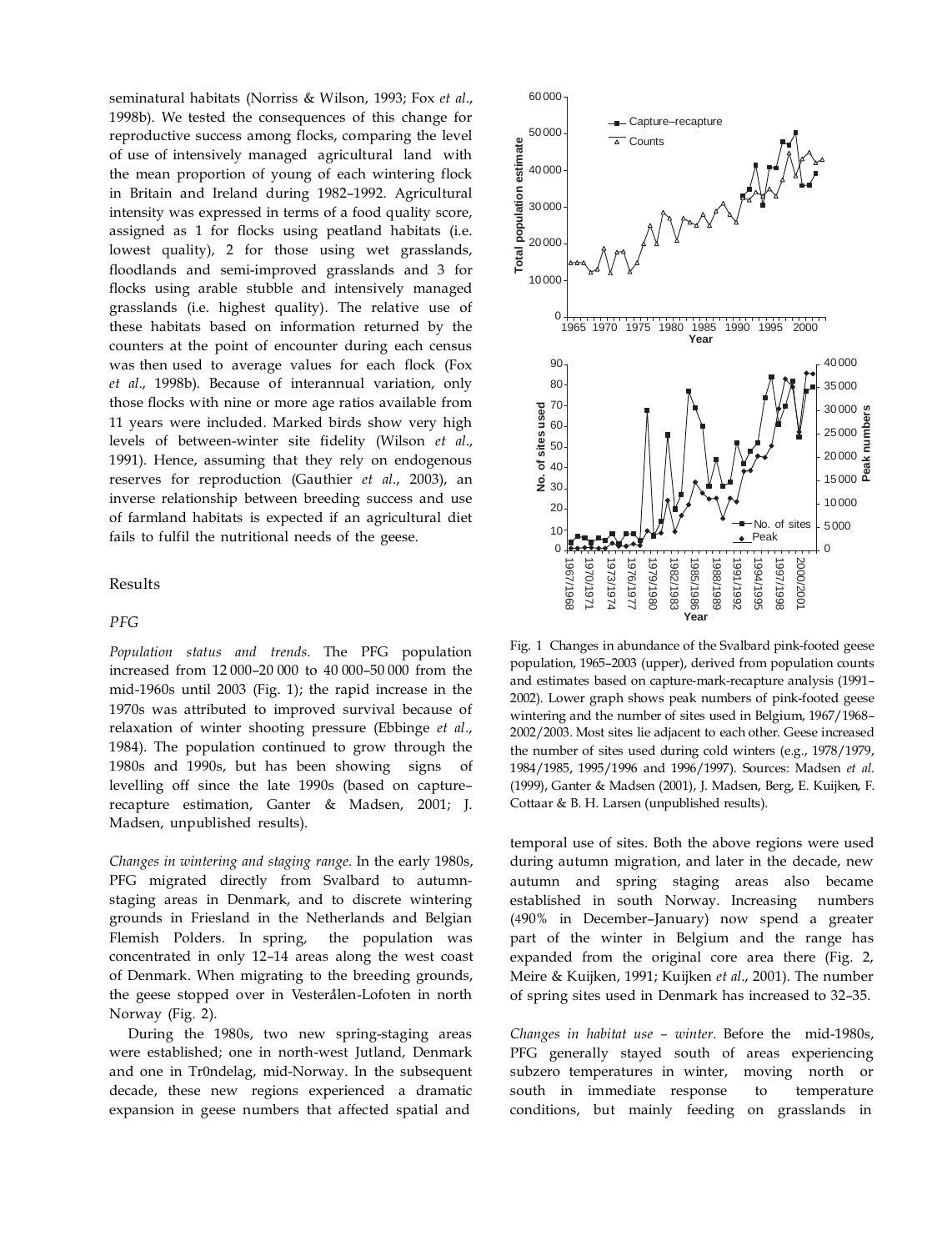seminatural habitats (Norriss & Wilson, 1993; Fox *et al*., 1998b). We tested the consequences of this change for reproductive success among flocks, comparing the level of use of intensively managed agricultural land with the mean proportion of young of each wintering flock in Britain and Ireland during 1982–1992. Agricultural intensity was expressed in terms of a food quality score, assigned as 1 for flocks using peatland habitats (i.e. lowest quality), 2 for those using wet grasslands, floodlands and semi-improved grasslands and 3 for flocks using arable stubble and intensively managed grasslands (i.e. highest quality). The relative use of these habitats based on information returned by the counters at the point of encounter during each census was then used to average values for each flock (Fox *et al*., 1998b). Because of interannual variation, only those flocks with nine or more age ratios available from 11 years were included. Marked birds show very high levels of between-winter site fidelity (Wilson *et al*., 1991). Hence, assuming that they rely on endogenous reserves for reproduction (Gauthier *et al*., 2003), an inverse relationship between breeding success and use of farmland habitats is expected if an agricultural diet fails to fulfil the nutritional needs of the geese.

## Results

### *PFG*

*Population status and trends.* The PFG population increased from 12 000–20 000 to 40 000–50 000 from the mid-1960s until 2003 (Fig. 1); the rapid increase in the 1970s was attributed to improved survival because of relaxation of winter shooting pressure (Ebbinge *et al*., 1984). The population continued to grow through the 1980s and 1990s, but has been showing signs of levelling off since the late 1990s (based on capture–recapture estimation, Ganter & Madsen, 2001; J. Madsen, unpublished results).

*Changes in wintering and staging range.* In the early 1980s, PFG migrated directly from Svalbard to autumn-staging areas in Denmark, and to discrete wintering grounds in Friesland in the Netherlands and Belgian Flemish Polders. In spring, the population was concentrated in only 12–14 areas along the west coast of Denmark. When migrating to the breeding grounds, the geese stopped over in Vesterålen-Lofoten in north Norway (Fig. 2).

During the 1980s, two new spring-staging areas were established; one in north-west Jutland, Denmark and one in Tr0ndelag, mid-Norway. In the subsequent decade, these new regions experienced a dramatic expansion in geese numbers that affected spatial and temporal use of sites. Both the above regions were used during autumn migration, and later in the decade, new autumn and spring staging areas also became established in south Norway. Increasing numbers (490% in December–January) now spend a greater part of the winter in Belgium and the range has expanded from the original core area there (Fig. 2, Meire & Kuijken, 1991; Kuijken *et al*., 2001). The number of spring sites used in Denmark has increased to 32–35.

Fig. 1 Changes in abundance of the Svalbard pink-footed geese population, 1965–2003 (upper), derived from population counts and estimates based on capture-mark-recapture analysis (1991–2002). Lower graph shows peak numbers of pink-footed geese wintering and the number of sites used in Belgium, 1967/1968–2002/2003. Most sites lie adjacent to each other. Geese increased the number of sites used during cold winters (e.g., 1978/1979, 1984/1985, 1995/1996 and 1996/1997). Sources: Madsen *et al*. (1999), Ganter & Madsen (2001), J. Madsen, Berg, E. Kuijken, F. Cottaar & B. H. Larsen (unpublished results).

*Changes in habitat use – winter.* Before the mid-1980s, PFG generally stayed south of areas experiencing subzero temperatures in winter, moving north or south in immediate response to temperature conditions, but mainly feeding on grasslands in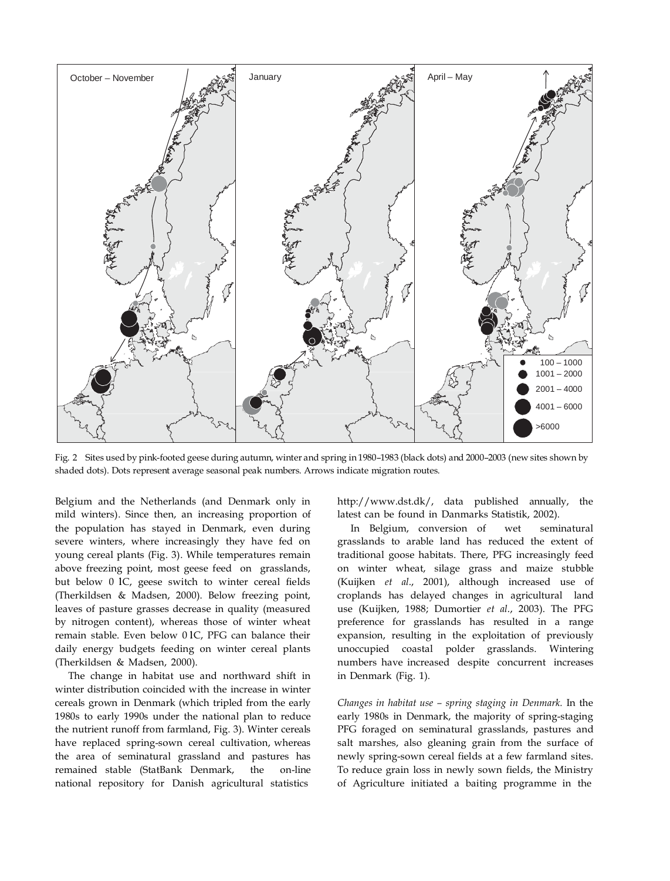Fig. 2 Sites used by pink-footed geese during autumn, winter and spring in 1980–1983 (black dots) and 2000–2003 (new sites shown by shaded dots). Dots represent average seasonal peak numbers. Arrows indicate migration routes.

Belgium and the Netherlands (and Denmark only in mild winters). Since then, an increasing proportion of the population has stayed in Denmark, even during severe winters, where increasingly they have fed on young cereal plants (Fig. 3). While temperatures remain above freezing point, most geese feed on grasslands, but below 0 °C, geese switch to winter cereal fields (Therkildsen & Madsen, 2000). Below freezing point, leaves of pasture grasses decrease in quality (measured by nitrogen content), whereas those of winter wheat remain stable. Even below 0 °C, PFG can balance their daily energy budgets feeding on winter cereal plants (Therkildsen & Madsen, 2000).

The change in habitat use and northward shift in winter distribution coincided with the increase in winter cereals grown in Denmark (which tripled from the early 1980s to early 1990s under the national plan to reduce the nutrient runoff from farmland, Fig. 3). Winter cereals have replaced spring-sown cereal cultivation, whereas the area of seminatural grassland and pastures has remained stable (StatBank Denmark, the on-line national repository for Danish agricultural statistics http://www.dst.dk/, data published annually, the latest can be found in Danmarks Statistik, 2002).

In Belgium, conversion of wet seminatural grasslands to arable land has reduced the extent of traditional goose habitats. There, PFG increasingly feed on winter wheat, silage grass and maize stubble (Kuijken *et al*., 2001), although increased use of croplands has delayed changes in agricultural land use (Kuijken, 1988; Dumortier *et al*., 2003). The PFG preference for grasslands has resulted in a range expansion, resulting in the exploitation of previously unoccupied coastal polder grasslands. Wintering numbers have increased despite concurrent increases in Denmark (Fig. 1).

*Changes in habitat use – spring staging in Denmark.* In the early 1980s in Denmark, the majority of spring-staging PFG foraged on seminatural grasslands, pastures and salt marshes, also gleaning grain from the surface of newly spring-sown cereal fields at a few farmland sites. To reduce grain loss in newly sown fields, the Ministry of Agriculture initiated a baiting programme in the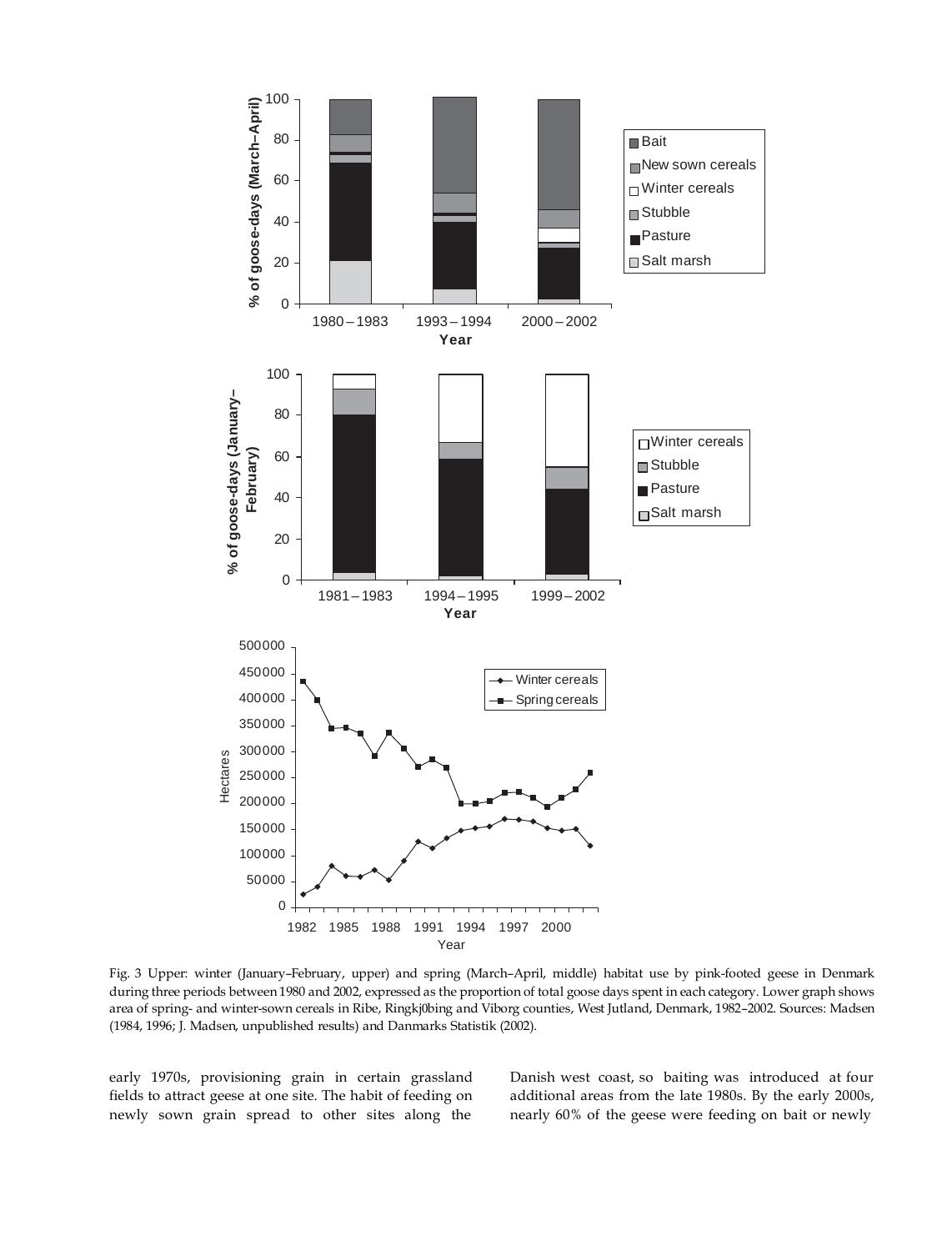Fig. 3 Upper: winter (January–February, upper) and spring (March–April, middle) habitat use by pink-footed geese in Denmark during three periods between 1980 and 2002, expressed as the proportion of total goose days spent in each category. Lower graph shows area of spring- and winter-sown cereals in Ribe, Ringkj0bing and Viborg counties, West Jutland, Denmark, 1982–2002. Sources: Madsen (1984, 1996; J. Madsen, unpublished results) and Danmarks Statistik (2002).

early 1970s, provisioning grain in certain grassland fields to attract geese at one site. The habit of feeding on newly sown grain spread to other sites along the Danish west coast, so baiting was introduced at four additional areas from the late 1980s. By the early 2000s, nearly 60% of the geese were feeding on bait or newly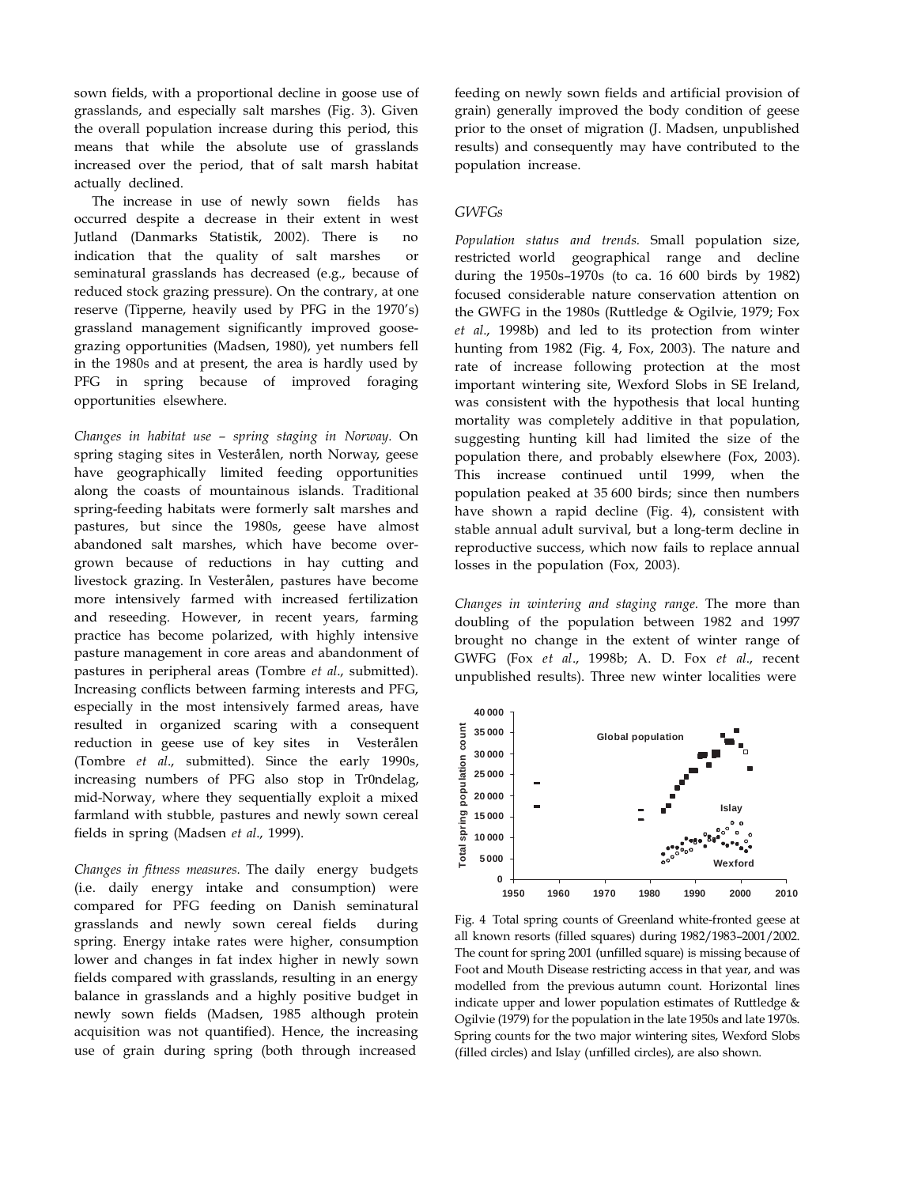sown fields, with a proportional decline in goose use of grasslands, and especially salt marshes (Fig. 3). Given the overall population increase during this period, this means that while the absolute use of grasslands increased over the period, that of salt marsh habitat actually declined.

The increase in use of newly sown fields has occurred despite a decrease in their extent in west Jutland (Danmarks Statistik, 2002). There is no indication that the quality of salt marshes or seminatural grasslands has decreased (e.g., because of reduced stock grazing pressure). On the contrary, at one reserve (Tipperne, heavily used by PFG in the 1970's) grassland management significantly improved goose-grazing opportunities (Madsen, 1980), yet numbers fell in the 1980s and at present, the area is hardly used by PFG in spring because of improved foraging opportunities elsewhere.

*Changes in habitat use – spring staging in Norway.* On spring staging sites in Vesterålen, north Norway, geese have geographically limited feeding opportunities along the coasts of mountainous islands. Traditional spring-feeding habitats were formerly salt marshes and pastures, but since the 1980s, geese have almost abandoned salt marshes, which have become overgrown because of reductions in hay cutting and livestock grazing. In Vesterålen, pastures have become more intensively farmed with increased fertilization and reseeding. However, in recent years, farming practice has become polarized, with highly intensive pasture management in core areas and abandonment of pastures in peripheral areas (Tombre *et al*., submitted). Increasing conflicts between farming interests and PFG, especially in the most intensively farmed areas, have resulted in organized scaring with a consequent reduction in geese use of key sites in Vesterålen (Tombre *et al*., submitted). Since the early 1990s, increasing numbers of PFG also stop in Tr0ndelag, mid-Norway, where they sequentially exploit a mixed farmland with stubble, pastures and newly sown cereal fields in spring (Madsen *et al*., 1999).

*Changes in fitness measures.* The daily energy budgets (i.e. daily energy intake and consumption) were compared for PFG feeding on Danish seminatural grasslands and newly sown cereal fields during spring. Energy intake rates were higher, consumption lower and changes in fat index higher in newly sown fields compared with grasslands, resulting in an energy balance in grasslands and a highly positive budget in newly sown fields (Madsen, 1985 although protein acquisition was not quantified). Hence, the increasing use of grain during spring (both through increased feeding on newly sown fields and artificial provision of grain) generally improved the body condition of geese prior to the onset of migration (J. Madsen, unpublished results) and consequently may have contributed to the population increase.

### GWFGs

*Population status and trends.* Small population size, restricted world geographical range and decline during the 1950s–1970s (to ca. 16 600 birds by 1982) focused considerable nature conservation attention on the GWFG in the 1980s (Ruttledge & Ogilvie, 1979; Fox *et al*., 1998b) and led to its protection from winter hunting from 1982 (Fig. 4, Fox, 2003). The nature and rate of increase following protection at the most important wintering site, Wexford Slobs in SE Ireland, was consistent with the hypothesis that local hunting mortality was completely additive in that population, suggesting hunting kill had limited the size of the population there, and probably elsewhere (Fox, 2003). This increase continued until 1999, when the population peaked at 35 600 birds; since then numbers have shown a rapid decline (Fig. 4), consistent with stable annual adult survival, but a long-term decline in reproductive success, which now fails to replace annual losses in the population (Fox, 2003).

*Changes in wintering and staging range.* The more than doubling of the population between 1982 and 1997 brought no change in the extent of winter range of GWFG (Fox *et al*., 1998b; A. D. Fox *et al*., recent unpublished results). Three new winter localities were

Fig. 4 Total spring counts of Greenland white-fronted geese at all known resorts (filled squares) during 1982/1983–2001/2002. The count for spring 2001 (unfilled square) is missing because of Foot and Mouth Disease restricting access in that year, and was modelled from the previous autumn count. Horizontal lines indicate upper and lower population estimates of Ruttledge & Ogilvie (1979) for the population in the late 1950s and late 1970s. Spring counts for the two major wintering sites, Wexford Slobs (filled circles) and Islay (unfilled circles), are also shown.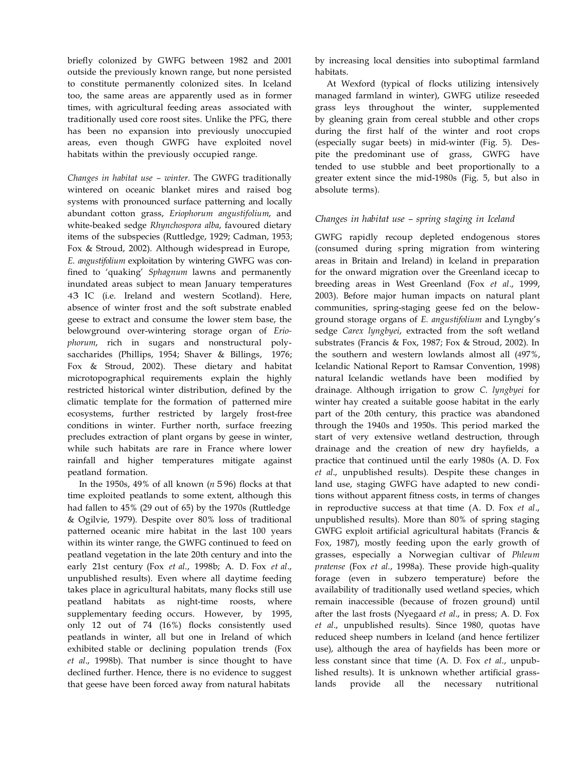briefly colonized by GWFG between 1982 and 2001 outside the previously known range, but none persisted to constitute permanently colonized sites. In Iceland too, the same areas are apparently used as in former times, with agricultural feeding areas associated with traditionally used core roost sites. Unlike the PFG, there has been no expansion into previously unoccupied areas, even though GWFG have exploited novel habitats within the previously occupied range.

*Changes in habitat use – winter.* The GWFG traditionally wintered on oceanic blanket mires and raised bog systems with pronounced surface patterning and locally abundant cotton grass, *Eriophorum angustifolium*, and white-beaked sedge *Rhynchospora alba*, favoured dietary items of the subspecies (Ruttledge, 1929; Cadman, 1953; Fox & Stroud, 2002). Although widespread in Europe, *E. angustifolium* exploitation by wintering GWFG was confined to 'quaking' *Sphagnum* lawns and permanently inundated areas subject to mean January temperatures 43 1C (i.e. Ireland and western Scotland). Here, absence of winter frost and the soft substrate enabled geese to extract and consume the lower stem base, the belowground over-wintering storage organ of *Eriophorum*, rich in sugars and nonstructural polysaccharides (Phillips, 1954; Shaver & Billings, 1976; Fox & Stroud, 2002). These dietary and habitat microtopographical requirements explain the highly restricted historical winter distribution, defined by the climatic template for the formation of patterned mire ecosystems, further restricted by largely frost-free conditions in winter. Further north, surface freezing precludes extraction of plant organs by geese in winter, while such habitats are rare in France where lower rainfall and higher temperatures mitigate against peatland formation.

In the 1950s, 49% of all known ($n$ 5 96) flocks at that time exploited peatlands to some extent, although this had fallen to 45% (29 out of 65) by the 1970s (Ruttledge & Ogilvie, 1979). Despite over 80% loss of traditional patterned oceanic mire habitat in the last 100 years within its winter range, the GWFG continued to feed on peatland vegetation in the late 20th century and into the early 21st century (Fox *et al*., 1998b; A. D. Fox *et al*., unpublished results). Even where all daytime feeding takes place in agricultural habitats, many flocks still use peatland habitats as night-time roosts, where supplementary feeding occurs. However, by 1995, only 12 out of 74 (16%) flocks consistently used peatlands in winter, all but one in Ireland of which exhibited stable or declining population trends (Fox *et al*., 1998b). That number is since thought to have declined further. Hence, there is no evidence to suggest that geese have been forced away from natural habitats by increasing local densities into suboptimal farmland habitats.

At Wexford (typical of flocks utilizing intensively managed farmland in winter), GWFG utilize reseeded grass leys throughout the winter, supplemented by gleaning grain from cereal stubble and other crops during the first half of the winter and root crops (especially sugar beets) in mid-winter (Fig. 5). Despite the predominant use of grass, GWFG have tended to use stubble and beet proportionally to a greater extent since the mid-1980s (Fig. 5, but also in absolute terms).

### *Changes in habitat use – spring staging in Iceland*

GWFG rapidly recoup depleted endogenous stores (consumed during spring migration from wintering areas in Britain and Ireland) in Iceland in preparation for the onward migration over the Greenland icecap to breeding areas in West Greenland (Fox *et al*., 1999, 2003). Before major human impacts on natural plant communities, spring-staging geese fed on the belowground storage organs of *E. angustifolium* and Lyngby's sedge *Carex lyngbyei*, extracted from the soft wetland substrates (Francis & Fox, 1987; Fox & Stroud, 2002). In the southern and western lowlands almost all (497%, Icelandic National Report to Ramsar Convention, 1998) natural Icelandic wetlands have been modified by drainage. Although irrigation to grow *C. lyngbyei* for winter hay created a suitable goose habitat in the early part of the 20th century, this practice was abandoned through the 1940s and 1950s. This period marked the start of very extensive wetland destruction, through drainage and the creation of new dry hayfields, a practice that continued until the early 1980s (A. D. Fox *et al*., unpublished results). Despite these changes in land use, staging GWFG have adapted to new conditions without apparent fitness costs, in terms of changes in reproductive success at that time (A. D. Fox *et al*., unpublished results). More than 80% of spring staging GWFG exploit artificial agricultural habitats (Francis & Fox, 1987), mostly feeding upon the early growth of grasses, especially a Norwegian cultivar of *Phleum pratense* (Fox *et al*., 1998a). These provide high-quality forage (even in subzero temperature) before the availability of traditionally used wetland species, which remain inaccessible (because of frozen ground) until after the last frosts (Nyegaard *et al*., in press; A. D. Fox *et al*., unpublished results). Since 1980, quotas have reduced sheep numbers in Iceland (and hence fertilizer use), although the area of hayfields has been more or less constant since that time (A. D. Fox *et al*., unpublished results). It is unknown whether artificial grasslands provide all the necessary nutritional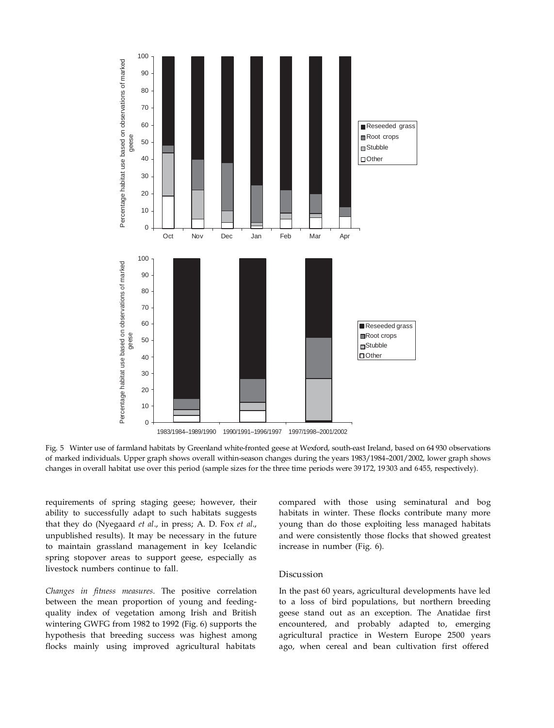Fig. 5 Winter use of farmland habitats by Greenland white-fronted geese at Wexford, south-east Ireland, based on 64 930 observations of marked individuals. Upper graph shows overall within-season changes during the years 1983/1984–2001/2002, lower graph shows changes in overall habitat use over this period (sample sizes for the three time periods were 39 172, 19 303 and 6455, respectively).

requirements of spring staging geese; however, their ability to successfully adapt to such habitats suggests that they do (Nyegaard *et al*., in press; A. D. Fox *et al*., unpublished results). It may be necessary in the future to maintain grassland management in key Icelandic spring stopover areas to support geese, especially as livestock numbers continue to fall.

*Changes in fitness measures.* The positive correlation between the mean proportion of young and feeding-quality index of vegetation among Irish and British wintering GWFG from 1982 to 1992 (Fig. 6) supports the hypothesis that breeding success was highest among flocks mainly using improved agricultural habitats compared with those using seminatural and bog habitats in winter. These flocks contribute many more young than do those exploiting less managed habitats and were consistently those flocks that showed greatest increase in number (Fig. 6).

## Discussion

In the past 60 years, agricultural developments have led to a loss of bird populations, but northern breeding geese stand out as an exception. The Anatidae first encountered, and probably adapted to, emerging agricultural practice in Western Europe 2500 years ago, when cereal and bean cultivation first offered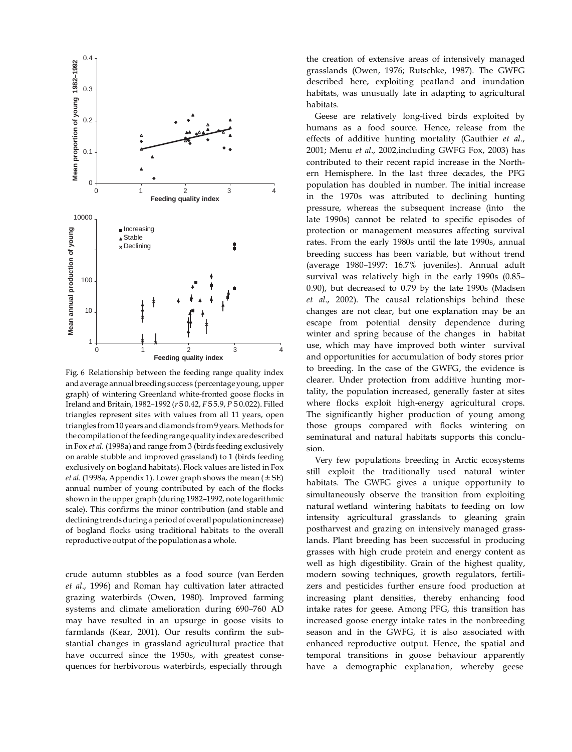Fig. 6 Relationship between the feeding range quality index and average annual breeding success (percentage young, upper graph) of wintering Greenland white-fronted goose flocks in Ireland and Britain, 1982–1992 ($r = 0.42$, $F = 5.9$, $P = 0.022$). Filled triangles represent sites with values from all 11 years, open triangles from 10 years and diamonds from 9 years. Methods for the compilation of the feeding range quality index are described in Fox *et al*. (1998a) and range from 3 (birds feeding exclusively on arable stubble and improved grassland) to 1 (birds feeding exclusively on bogland habitats). Flock values are listed in Fox *et al*. (1998a, Appendix 1). Lower graph shows the mean (± SE) annual number of young contributed by each of the flocks shown in the upper graph (during 1982–1992, note logarithmic scale). This confirms the minor contribution (and stable and declining trends during a period of overall population increase) of bogland flocks using traditional habitats to the overall reproductive output of the population as a whole.

crude autumn stubbles as a food source (van Eerden *et al*., 1996) and Roman hay cultivation later attracted grazing waterbirds (Owen, 1980). Improved farming systems and climate amelioration during 690–760 AD may have resulted in an upsurge in goose visits to farmlands (Kear, 2001). Our results confirm the substantial changes in grassland agricultural practice that have occurred since the 1950s, with greatest consequences for herbivorous waterbirds, especially through the creation of extensive areas of intensively managed grasslands (Owen, 1976; Rutschke, 1987). The GWFG described here, exploiting peatland and inundation habitats, was unusually late in adapting to agricultural habitats.

Geese are relatively long-lived birds exploited by humans as a food source. Hence, release from the effects of additive hunting mortality (Gauthier *et al*., 2001; Menu *et al*., 2002, including GWFG Fox, 2003) has contributed to their recent rapid increase in the Northern Hemisphere. In the last three decades, the PFG population has doubled in number. The initial increase in the 1970s was attributed to declining hunting pressure, whereas the subsequent increase (into the late 1990s) cannot be related to specific episodes of protection or management measures affecting survival rates. From the early 1980s until the late 1990s, annual breeding success has been variable, but without trend (average 1980–1997: 16.7% juveniles). Annual adult survival was relatively high in the early 1990s (0.85–0.90), but decreased to 0.79 by the late 1990s (Madsen *et al*., 2002). The causal relationships behind these changes are not clear, but one explanation may be an escape from potential density dependence during winter and spring because of the changes in habitat use, which may have improved both winter survival and opportunities for accumulation of body stores prior to breeding. In the case of the GWFG, the evidence is clearer. Under protection from additive hunting mortality, the population increased, generally faster at sites where flocks exploit high-energy agricultural crops. The significantly higher production of young among those groups compared with flocks wintering on seminatural and natural habitats supports this conclusion.

Very few populations breeding in Arctic ecosystems still exploit the traditionally used natural winter habitats. The GWFG gives a unique opportunity to simultaneously observe the transition from exploiting natural wetland wintering habitats to feeding on low intensity agricultural grasslands to gleaning grain postharvest and grazing on intensively managed grasslands. Plant breeding has been successful in producing grasses with high crude protein and energy content as well as high digestibility. Grain of the highest quality, modern sowing techniques, growth regulators, fertilizers and pesticides further ensure food production at increasing plant densities, thereby enhancing food intake rates for geese. Among PFG, this transition has increased goose energy intake rates in the nonbreeding season and in the GWFG, it is also associated with enhanced reproductive output. Hence, the spatial and temporal transitions in goose behaviour apparently have a demographic explanation, whereby geese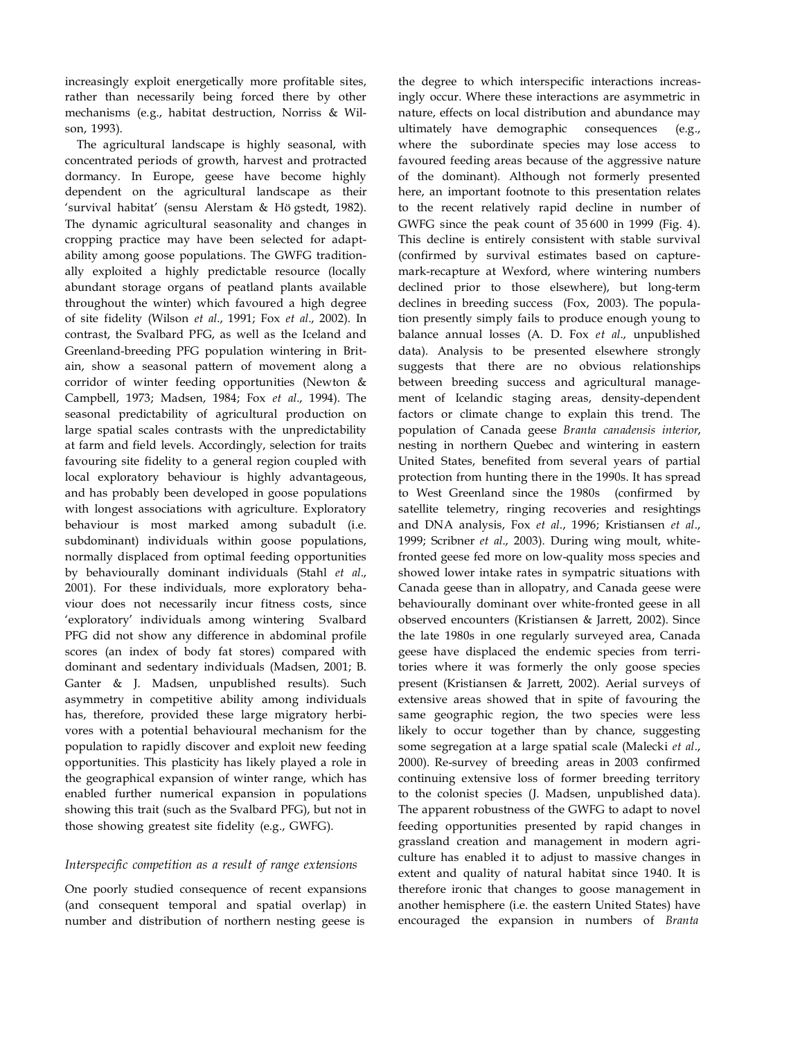increasingly exploit energetically more profitable sites, rather than necessarily being forced there by other mechanisms (e.g., habitat destruction, Norriss & Wilson, 1993).

The agricultural landscape is highly seasonal, with concentrated periods of growth, harvest and protracted dormancy. In Europe, geese have become highly dependent on the agricultural landscape as their 'survival habitat' (sensu Alerstam & Högstedt, 1982). The dynamic agricultural seasonality and changes in cropping practice may have been selected for adaptability among goose populations. The GWFG traditionally exploited a highly predictable resource (locally abundant storage organs of peatland plants available throughout the winter) which favoured a high degree of site fidelity (Wilson *et al*., 1991; Fox *et al*., 2002). In contrast, the Svalbard PFG, as well as the Iceland and Greenland-breeding PFG population wintering in Britain, show a seasonal pattern of movement along a corridor of winter feeding opportunities (Newton & Campbell, 1973; Madsen, 1984; Fox *et al*., 1994). The seasonal predictability of agricultural production on large spatial scales contrasts with the unpredictability at farm and field levels. Accordingly, selection for traits favouring site fidelity to a general region coupled with local exploratory behaviour is highly advantageous, and has probably been developed in goose populations with longest associations with agriculture. Exploratory behaviour is most marked among subadult (i.e. subdominant) individuals within goose populations, normally displaced from optimal feeding opportunities by behaviourally dominant individuals (Stahl *et al*., 2001). For these individuals, more exploratory behaviour does not necessarily incur fitness costs, since 'exploratory' individuals among wintering Svalbard PFG did not show any difference in abdominal profile scores (an index of body fat stores) compared with dominant and sedentary individuals (Madsen, 2001; B. Ganter & J. Madsen, unpublished results). Such asymmetry in competitive ability among individuals has, therefore, provided these large migratory herbivores with a potential behavioural mechanism for the population to rapidly discover and exploit new feeding opportunities. This plasticity has likely played a role in the geographical expansion of winter range, which has enabled further numerical expansion in populations showing this trait (such as the Svalbard PFG), but not in those showing greatest site fidelity (e.g., GWFG).

### *Interspecific competition as a result of range extensions*

One poorly studied consequence of recent expansions (and consequent temporal and spatial overlap) in number and distribution of northern nesting geese is the degree to which interspecific interactions increasingly occur. Where these interactions are asymmetric in nature, effects on local distribution and abundance may ultimately have demographic consequences (e.g., where the subordinate species may lose access to favoured feeding areas because of the aggressive nature of the dominant). Although not formerly presented here, an important footnote to this presentation relates to the recent relatively rapid decline in number of GWFG since the peak count of 35 600 in 1999 (Fig. 4). This decline is entirely consistent with stable survival (confirmed by survival estimates based on capture-mark-recapture at Wexford, where wintering numbers declined prior to those elsewhere), but long-term declines in breeding success (Fox, 2003). The population presently simply fails to produce enough young to balance annual losses (A. D. Fox *et al*., unpublished data). Analysis to be presented elsewhere strongly suggests that there are no obvious relationships between breeding success and agricultural management of Icelandic staging areas, density-dependent factors or climate change to explain this trend. The population of Canada geese *Branta canadensis interior*, nesting in northern Quebec and wintering in eastern United States, benefited from several years of partial protection from hunting there in the 1990s. It has spread to West Greenland since the 1980s (confirmed by satellite telemetry, ringing recoveries and resightings and DNA analysis, Fox *et al*., 1996; Kristiansen *et al*., 1999; Scribner *et al*., 2003). During wing moult, white-fronted geese fed more on low-quality moss species and showed lower intake rates in sympatric situations with Canada geese than in allopatry, and Canada geese were behaviourally dominant over white-fronted geese in all observed encounters (Kristiansen & Jarrett, 2002). Since the late 1980s in one regularly surveyed area, Canada geese have displaced the endemic species from territories where it was formerly the only goose species present (Kristiansen & Jarrett, 2002). Aerial surveys of extensive areas showed that in spite of favouring the same geographic region, the two species were less likely to occur together than by chance, suggesting some segregation at a large spatial scale (Malecki *et al*., 2000). Re-survey of breeding areas in 2003 confirmed continuing extensive loss of former breeding territory to the colonist species (J. Madsen, unpublished data). The apparent robustness of the GWFG to adapt to novel feeding opportunities presented by rapid changes in grassland creation and management in modern agriculture has enabled it to adjust to massive changes in extent and quality of natural habitat since 1940. It is therefore ironic that changes to goose management in another hemisphere (i.e. the eastern United States) have encouraged the expansion in numbers of *Branta*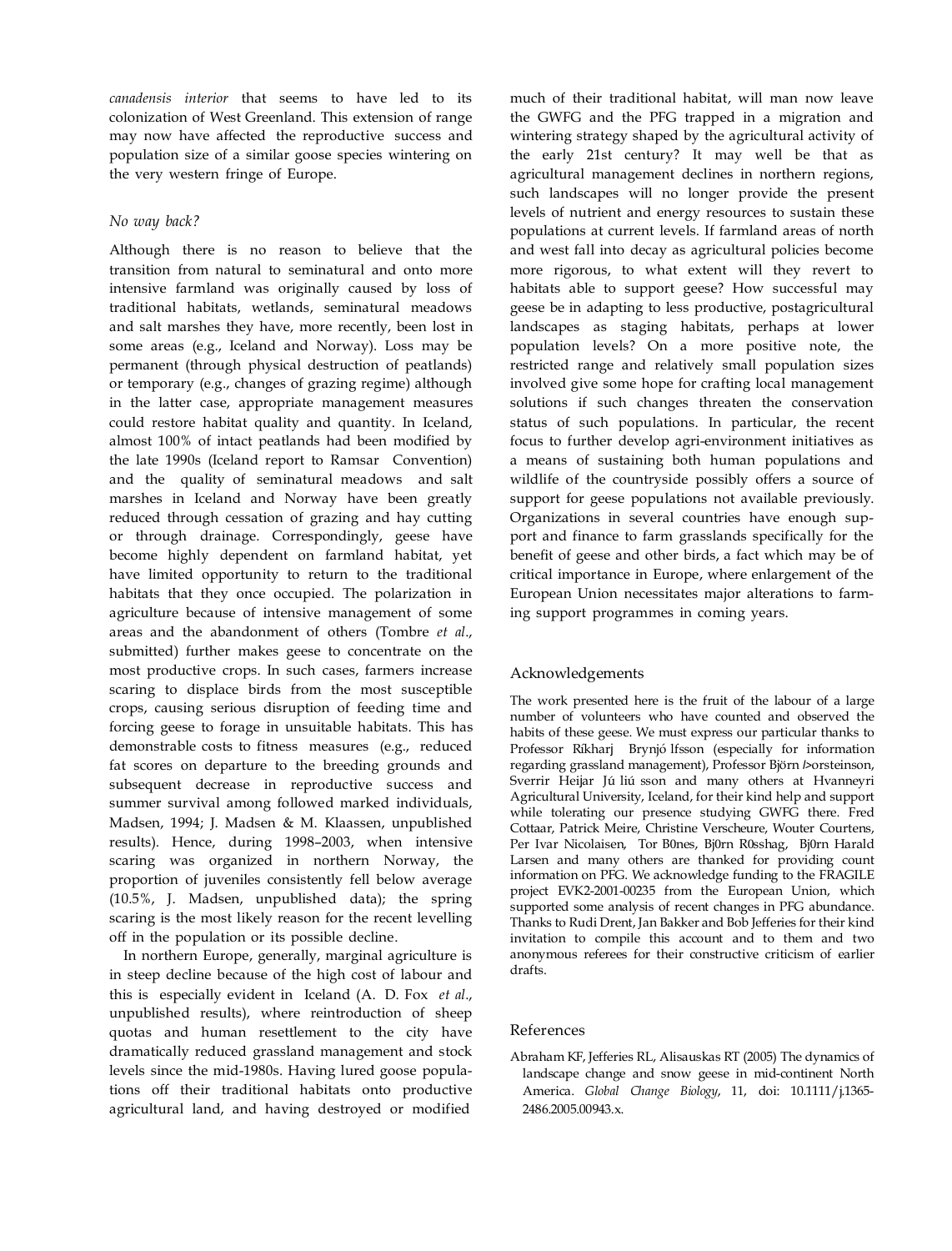*canadensis interior* that seems to have led to its colonization of West Greenland. This extension of range may now have affected the reproductive success and population size of a similar goose species wintering on the very western fringe of Europe.

### *No way back?*

Although there is no reason to believe that the transition from natural to seminatural and onto more intensive farmland was originally caused by loss of traditional habitats, wetlands, seminatural meadows and salt marshes they have, more recently, been lost in some areas (e.g., Iceland and Norway). Loss may be permanent (through physical destruction of peatlands) or temporary (e.g., changes of grazing regime) although in the latter case, appropriate management measures could restore habitat quality and quantity. In Iceland, almost 100% of intact peatlands had been modified by the late 1990s (Iceland report to Ramsar Convention) and the quality of seminatural meadows and salt marshes in Iceland and Norway have been greatly reduced through cessation of grazing and hay cutting or through drainage. Correspondingly, geese have become highly dependent on farmland habitat, yet have limited opportunity to return to the traditional habitats that they once occupied. The polarization in agriculture because of intensive management of some areas and the abandonment of others (Tombre *et al*., submitted) further makes geese to concentrate on the most productive crops. In such cases, farmers increase scaring to displace birds from the most susceptible crops, causing serious disruption of feeding time and forcing geese to forage in unsuitable habitats. This has demonstrable costs to fitness measures (e.g., reduced fat scores on departure to the breeding grounds and subsequent decrease in reproductive success and summer survival among followed marked individuals, Madsen, 1994; J. Madsen & M. Klaassen, unpublished results). Hence, during 1998–2003, when intensive scaring was organized in northern Norway, the proportion of juveniles consistently fell below average (10.5%, J. Madsen, unpublished data); the spring scaring is the most likely reason for the recent levelling off in the population or its possible decline.

In northern Europe, generally, marginal agriculture is in steep decline because of the high cost of labour and this is especially evident in Iceland (A. D. Fox *et al*., unpublished results), where reintroduction of sheep quotas and human resettlement to the city have dramatically reduced grassland management and stock levels since the mid-1980s. Having lured goose populations off their traditional habitats onto productive agricultural land, and having destroyed or modified much of their traditional habitat, will man now leave the GWFG and the PFG trapped in a migration and wintering strategy shaped by the agricultural activity of the early 21st century? It may well be that as agricultural management declines in northern regions, such landscapes will no longer provide the present levels of nutrient and energy resources to sustain these populations at current levels. If farmland areas of north and west fall into decay as agricultural policies become more rigorous, to what extent will they revert to habitats able to support geese? How successful may geese be in adapting to less productive, postagricultural landscapes as staging habitats, perhaps at lower population levels? On a more positive note, the restricted range and relatively small population sizes involved give some hope for crafting local management solutions if such changes threaten the conservation status of such populations. In particular, the recent focus to further develop agri-environment initiatives as a means of sustaining both human populations and wildlife of the countryside possibly offers a source of support for geese populations not available previously. Organizations in several countries have enough support and finance to farm grasslands specifically for the benefit of geese and other birds, a fact which may be of critical importance in Europe, where enlargement of the European Union necessitates major alterations to farming support programmes in coming years.

## Acknowledgements

The work presented here is the fruit of the labour of a large number of volunteers who have counted and observed the habits of these geese. We must express our particular thanks to Professor Ríkharj Brynjó lfsson (especially for information regarding grassland management), Professor Björn Þorsteinson, Sverrir Heijar Jú liú sson and many others at Hvanneyri Agricultural University, Iceland, for their kind help and support while tolerating our presence studying GWFG there. Fred Cottaar, Patrick Meire, Christine Verscheure, Wouter Courtens, Per Ivar Nicolaisen, Tor B0nes, Bj0rn R0sshag, Bj0rn Harald Larsen and many others are thanked for providing count information on PFG. We acknowledge funding to the FRAGILE project EVK2-2001-00235 from the European Union, which supported some analysis of recent changes in PFG abundance. Thanks to Rudi Drent, Jan Bakker and Bob Jefferies for their kind invitation to compile this account and to them and two anonymous referees for their constructive criticism of earlier drafts.

## References

Abraham KF, Jefferies RL, Alisauskas RT (2005) The dynamics of landscape change and snow geese in mid-continent North America. *Global Change Biology*, 11, doi: 10.1111/j.1365-2486.2005.00943.x.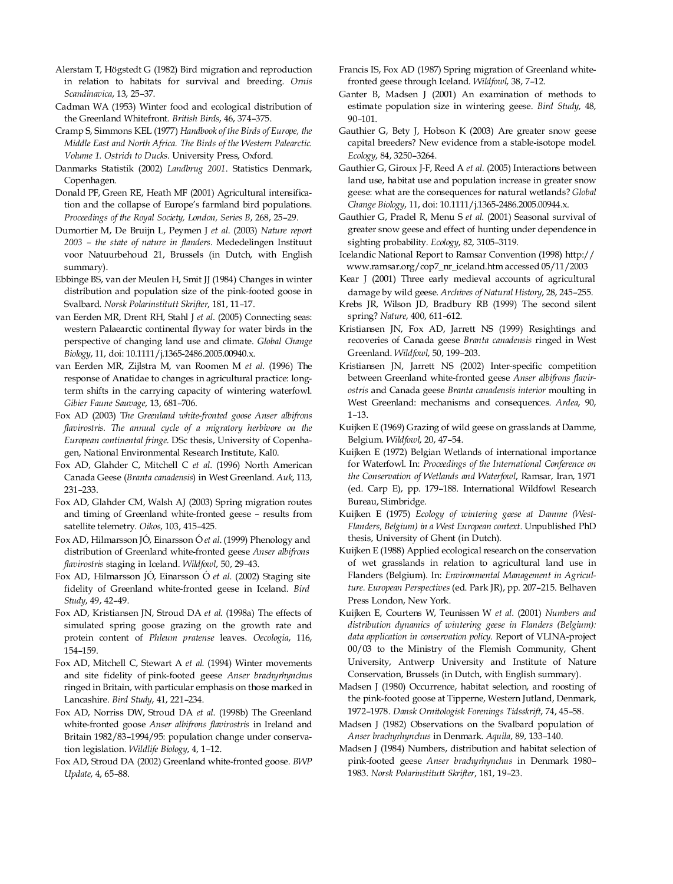Alerstam T, Högstedt G (1982) Bird migration and reproduction in relation to habitats for survival and breeding. *Ornis Scandinavica*, 13, 25–37.

Cadman WA (1953) Winter food and ecological distribution of the Greenland Whitefront. *British Birds*, 46, 374–375.

Cramp S, Simmons KEL (1977) *Handbook of the Birds of Europe, the Middle East and North Africa. The Birds of the Western Palearctic. Volume 1. Ostrich to Ducks*. University Press, Oxford.

Danmarks Statistik (2002) *Landbrug 2001*. Statistics Denmark, Copenhagen.

Donald PF, Green RE, Heath MF (2001) Agricultural intensification and the collapse of Europe's farmland bird populations. *Proceedings of the Royal Society, London, Series B*, 268, 25–29.

Dumortier M, De Bruijn L, Peymen J *et al*. (2003) *Nature report 2003 – the state of nature in flanders*. Mededelingen Instituut voor Natuurbehoud 21, Brussels (in Dutch, with English summary).

Ebbinge BS, van der Meulen H, Smit JJ (1984) Changes in winter distribution and population size of the pink-footed goose in Svalbard. *Norsk Polarinstitutt Skrifter*, 181, 11–17.

van Eerden MR, Drent RH, Stahl J *et al*. (2005) Connecting seas: western Palaearctic continental flyway for water birds in the perspective of changing land use and climate. *Global Change Biology*, 11, doi: 10.1111/j.1365-2486.2005.00940.x.

van Eerden MR, Zijlstra M, van Roomen M *et al*. (1996) The response of Anatidae to changes in agricultural practice: long-term shifts in the carrying capacity of wintering waterfowl. *Gibier Faune Sauvage*, 13, 681–706.

Fox AD (2003) *The Greenland white-fronted goose Anser albifrons flavirostris. The annual cycle of a migratory herbivore on the European continental fringe*. DSc thesis, University of Copenhagen, National Environmental Research Institute, Kal0.

Fox AD, Glahder C, Mitchell C *et al*. (1996) North American Canada Geese (*Branta canadensis*) in West Greenland. *Auk*, 113, 231–233.

Fox AD, Glahder CM, Walsh AJ (2003) Spring migration routes and timing of Greenland white-fronted geese – results from satellite telemetry. *Oikos*, 103, 415–425.

Fox AD, Hilmarsson JÓ, Einarsson Ó *et al*. (1999) Phenology and distribution of Greenland white-fronted geese *Anser albifrons flavirostris* staging in Iceland. *Wildfowl*, 50, 29–43.

Fox AD, Hilmarsson JÓ, Einarsson Ó *et al*. (2002) Staging site fidelity of Greenland white-fronted geese in Iceland. *Bird Study*, 49, 42–49.

Fox AD, Kristiansen JN, Stroud DA *et al*. (1998a) The effects of simulated spring goose grazing on the growth rate and protein content of *Phleum pratense* leaves. *Oecologia*, 116, 154–159.

Fox AD, Mitchell C, Stewart A *et al*. (1994) Winter movements and site fidelity of pink-footed geese *Anser brachyrhynchus* ringed in Britain, with particular emphasis on those marked in Lancashire. *Bird Study*, 41, 221–234.

Fox AD, Norriss DW, Stroud DA *et al*. (1998b) The Greenland white-fronted goose *Anser albifrons flavirostris* in Ireland and Britain 1982/83–1994/95: population change under conservation legislation. *Wildlife Biology*, 4, 1–12.

Fox AD, Stroud DA (2002) Greenland white-fronted goose. *BWP Update*, 4, 65–88.

Francis IS, Fox AD (1987) Spring migration of Greenland white-fronted geese through Iceland. *Wildfowl*, 38, 7–12.

Ganter B, Madsen J (2001) An examination of methods to estimate population size in wintering geese. *Bird Study*, 48, 90–101.

Gauthier G, Bety J, Hobson K (2003) Are greater snow geese capital breeders? New evidence from a stable-isotope model. *Ecology*, 84, 3250–3264.

Gauthier G, Giroux J-F, Reed A *et al*. (2005) Interactions between land use, habitat use and population increase in greater snow geese: what are the consequences for natural wetlands? *Global Change Biology*, 11, doi: 10.1111/j.1365-2486.2005.00944.x.

Gauthier G, Pradel R, Menu S *et al*. (2001) Seasonal survival of greater snow geese and effect of hunting under dependence in sighting probability. *Ecology*, 82, 3105–3119.

Icelandic National Report to Ramsar Convention (1998) http://www.ramsar.org/cop7_nr_iceland.htm accessed 05/11/2003

Kear J (2001) Three early medieval accounts of agricultural damage by wild geese. *Archives of Natural History*, 28, 245–255.

Krebs JR, Wilson JD, Bradbury RB (1999) The second silent spring? *Nature*, 400, 611–612.

Kristiansen JN, Fox AD, Jarrett NS (1999) Resightings and recoveries of Canada geese *Branta canadensis* ringed in West Greenland. *Wildfowl*, 50, 199–203.

Kristiansen JN, Jarrett NS (2002) Inter-specific competition between Greenland white-fronted geese *Anser albifrons flavirostris* and Canada geese *Branta canadensis interior* moulting in West Greenland: mechanisms and consequences. *Ardea*, 90, 1–13.

Kuijken E (1969) Grazing of wild geese on grasslands at Damme, Belgium. *Wildfowl*, 20, 47–54.

Kuijken E (1972) Belgian Wetlands of international importance for Waterfowl. In: *Proceedings of the International Conference on the Conservation of Wetlands and Waterfowl*, Ramsar, Iran, 1971 (ed. Carp E), pp. 179–188. International Wildfowl Research Bureau, Slimbridge.

Kuijken E (1975) *Ecology of wintering geese at Damme (West-Flanders, Belgium) in a West European context*. Unpublished PhD thesis, University of Ghent (in Dutch).

Kuijken E (1988) Applied ecological research on the conservation of wet grasslands in relation to agricultural land use in Flanders (Belgium). In: *Environmental Management in Agriculture. European Perspectives* (ed. Park JR), pp. 207–215. Belhaven Press London, New York.

Kuijken E, Courtens W, Teunissen W *et al*. (2001) *Numbers and distribution dynamics of wintering geese in Flanders (Belgium): data application in conservation policy*. Report of VLINA-project 00/03 to the Ministry of the Flemish Community, Ghent University, Antwerp University and Institute of Nature Conservation, Brussels (in Dutch, with English summary).

Madsen J (1980) Occurrence, habitat selection, and roosting of the pink-footed goose at Tipperne, Western Jutland, Denmark, 1972–1978. *Dansk Ornitologisk Forenings Tidsskrift*, 74, 45–58.

Madsen J (1982) Observations on the Svalbard population of *Anser brachyrhynchus* in Denmark. *Aquila*, 89, 133–140.

Madsen J (1984) Numbers, distribution and habitat selection of pink-footed geese *Anser brachyrhynchus* in Denmark 1980–1983. *Norsk Polarinstitutt Skrifter*, 181, 19–23.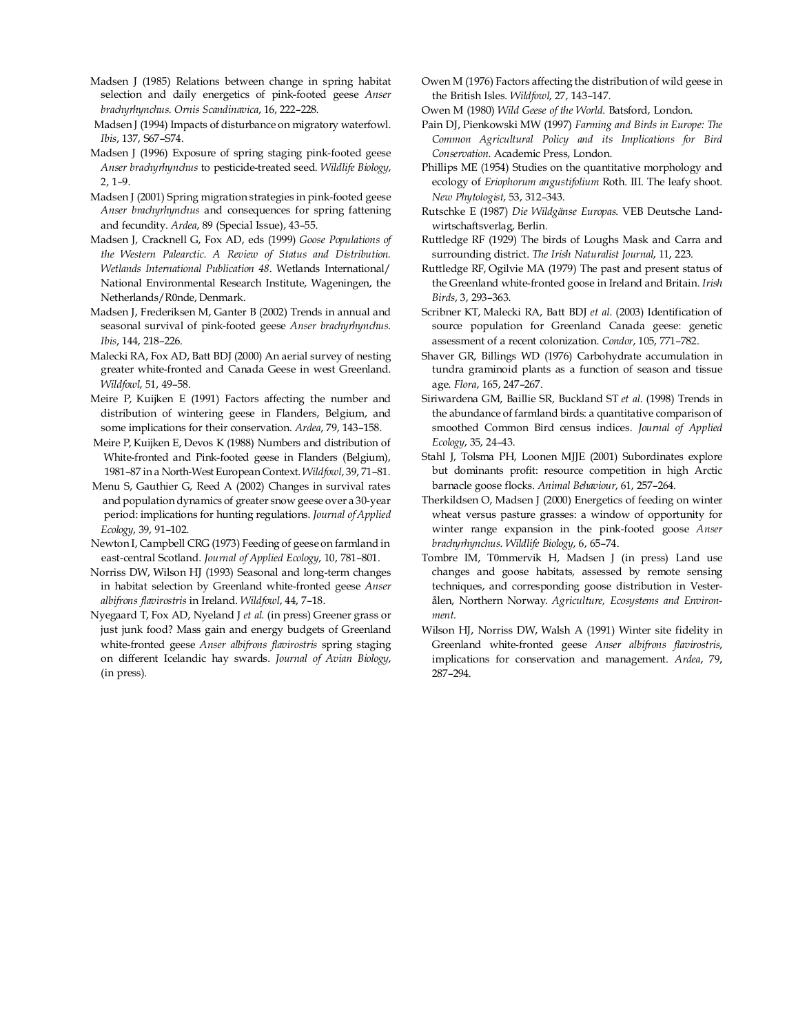Madsen J (1985) Relations between change in spring habitat selection and daily energetics of pink-footed geese *Anser brachyrhynchus*. *Ornis Scandinavica*, 16, 222–228.

Madsen J (1994) Impacts of disturbance on migratory waterfowl. *Ibis*, 137, S67–S74.

Madsen J (1996) Exposure of spring staging pink-footed geese *Anser brachyrhynchus* to pesticide-treated seed. *Wildlife Biology*, 2, 1–9.

Madsen J (2001) Spring migration strategies in pink-footed geese *Anser brachyrhynchus* and consequences for spring fattening and fecundity. *Ardea*, 89 (Special Issue), 43–55.

Madsen J, Cracknell G, Fox AD, eds (1999) *Goose Populations of the Western Palearctic. A Review of Status and Distribution. Wetlands International Publication 48*. Wetlands International/ National Environmental Research Institute, Wageningen, the Netherlands/R0nde, Denmark.

Madsen J, Frederiksen M, Ganter B (2002) Trends in annual and seasonal survival of pink-footed geese *Anser brachyrhynchus*. *Ibis*, 144, 218–226.

Malecki RA, Fox AD, Batt BDJ (2000) An aerial survey of nesting greater white-fronted and Canada Geese in west Greenland. *Wildfowl*, 51, 49–58.

Meire P, Kuijken E (1991) Factors affecting the number and distribution of wintering geese in Flanders, Belgium, and some implications for their conservation. *Ardea*, 79, 143–158.

Meire P, Kuijken E, Devos K (1988) Numbers and distribution of White-fronted and Pink-footed geese in Flanders (Belgium), 1981–87 in a North-West European Context. *Wildfowl*, 39, 71–81.

Menu S, Gauthier G, Reed A (2002) Changes in survival rates and population dynamics of greater snow geese over a 30-year period: implications for hunting regulations. *Journal of Applied Ecology*, 39, 91–102.

Newton I, Campbell CRG (1973) Feeding of geese on farmland in east-central Scotland. *Journal of Applied Ecology*, 10, 781–801.

Norriss DW, Wilson HJ (1993) Seasonal and long-term changes in habitat selection by Greenland white-fronted geese *Anser albifrons flavirostris* in Ireland. *Wildfowl*, 44, 7–18.

Nyegaard T, Fox AD, Nyeland J *et al*. (in press) Greener grass or just junk food? Mass gain and energy budgets of Greenland white-fronted geese *Anser albifrons flavirostris* spring staging on different Icelandic hay swards. *Journal of Avian Biology*, (in press).

Owen M (1976) Factors affecting the distribution of wild geese in the British Isles. *Wildfowl*, 27, 143–147.

Owen M (1980) *Wild Geese of the World*. Batsford, London.

Pain DJ, Pienkowski MW (1997) *Farming and Birds in Europe: The Common Agricultural Policy and its Implications for Bird Conservation*. Academic Press, London.

Phillips ME (1954) Studies on the quantitative morphology and ecology of *Eriophorum angustifolium* Roth. III. The leafy shoot. *New Phytologist*, 53, 312–343.

Rutschke E (1987) *Die Wildgänse Europas*. VEB Deutsche Landwirtschaftsverlag, Berlin.

Ruttledge RF (1929) The birds of Loughs Mask and Carra and surrounding district. *The Irish Naturalist Journal*, 11, 223.

Ruttledge RF, Ogilvie MA (1979) The past and present status of the Greenland white-fronted goose in Ireland and Britain. *Irish Birds*, 3, 293–363.

Scribner KT, Malecki RA, Batt BDJ *et al*. (2003) Identification of source population for Greenland Canada geese: genetic assessment of a recent colonization. *Condor*, 105, 771–782.

Shaver GR, Billings WD (1976) Carbohydrate accumulation in tundra graminoid plants as a function of season and tissue age. *Flora*, 165, 247–267.

Siriwardena GM, Baillie SR, Buckland ST *et al*. (1998) Trends in the abundance of farmland birds: a quantitative comparison of smoothed Common Bird census indices. *Journal of Applied Ecology*, 35, 24–43.

Stahl J, Tolsma PH, Loonen MJJE (2001) Subordinates explore but dominants profit: resource competition in high Arctic barnacle goose flocks. *Animal Behaviour*, 61, 257–264.

Therkildsen O, Madsen J (2000) Energetics of feeding on winter wheat versus pasture grasses: a window of opportunity for winter range expansion in the pink-footed goose *Anser brachyrhynchus*. *Wildlife Biology*, 6, 65–74.

Tombre IM, T0mmervik H, Madsen J (in press) Land use changes and goose habitats, assessed by remote sensing techniques, and corresponding goose distribution in Vesterålen, Northern Norway. *Agriculture, Ecosystems and Environment*.

Wilson HJ, Norriss DW, Walsh A (1991) Winter site fidelity in Greenland white-fronted geese *Anser albifrons flavirostris*, implications for conservation and management. *Ardea*, 79, 287–294.